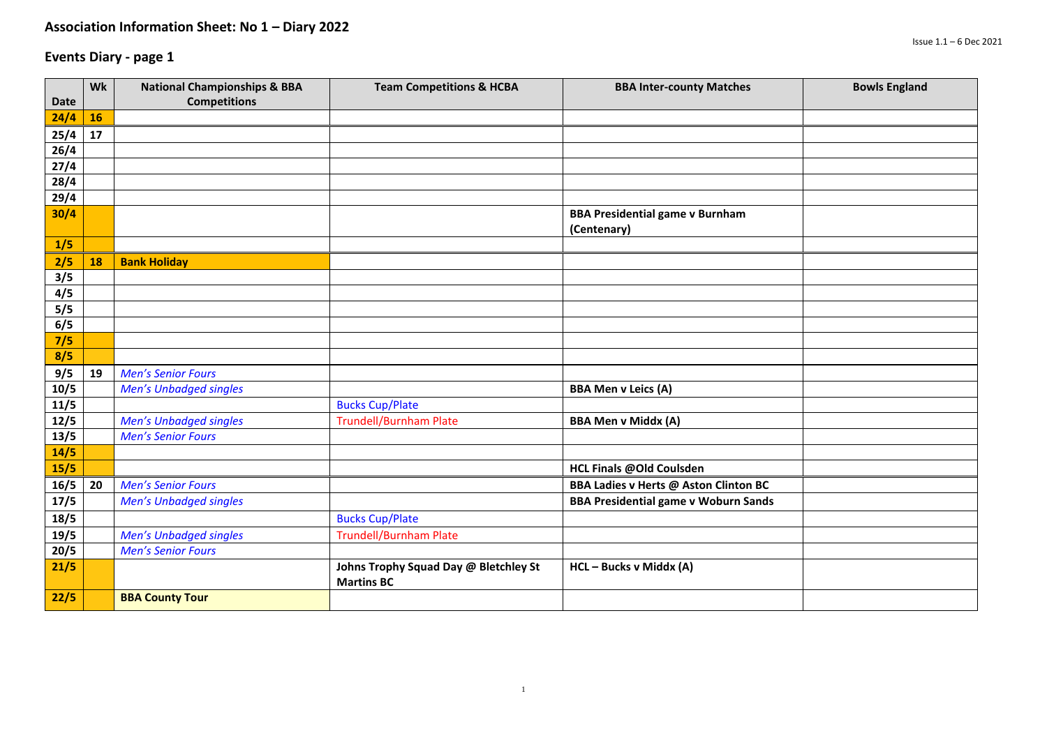# Association Information Sheet: No 1 – Diary 2022

Issue 1.1 – 6 Dec 2021

## Events Diary - page 1

| Date | Wk | National Championships & BBA Competitions | Team Competitions & HCBA | BBA Inter-county Matches | Bowls England |
|---|---|---|---|---|---|
| **24/4** | **16** | | | | |
| **25/4** | **17** | | | | |
| **26/4** | | | | | |
| **27/4** | | | | | |
| **28/4** | | | | | |
| **29/4** | | | | | |
| **30/4** | | | | **BBA Presidential game v Burnham (Centenary)** | |
| **1/5** | | | | | |
| **2/5** | **18** | **Bank Holiday** | | | |
| **3/5** | | | | | |
| **4/5** | | | | | |
| **5/5** | | | | | |
| **6/5** | | | | | |
| **7/5** | | | | | |
| **8/5** | | | | | |
| **9/5** | **19** | *Men's Senior Fours* | | | |
| **10/5** | | *Men's Unbadged singles* | | **BBA Men v Leics (A)** | |
| **11/5** | | | Bucks Cup/Plate | | |
| **12/5** | | *Men's Unbadged singles* | Trundell/Burnham Plate | **BBA Men v Middx (A)** | |
| **13/5** | | *Men's Senior Fours* | | | |
| **14/5** | | | | | |
| **15/5** | | | | **HCL Finals @Old Coulsden** | |
| **16/5** | **20** | *Men's Senior Fours* | | **BBA Ladies v Herts @ Aston Clinton BC** | |
| **17/5** | | *Men's Unbadged singles* | | **BBA Presidential game v Woburn Sands** | |
| **18/5** | | | Bucks Cup/Plate | | |
| **19/5** | | *Men's Unbadged singles* | Trundell/Burnham Plate | | |
| **20/5** | | *Men's Senior Fours* | | | |
| **21/5** | | | **Johns Trophy Squad Day @ Bletchley St Martins BC** | **HCL – Bucks v Middx (A)** | |
| **22/5** | | **BBA County Tour** | | | |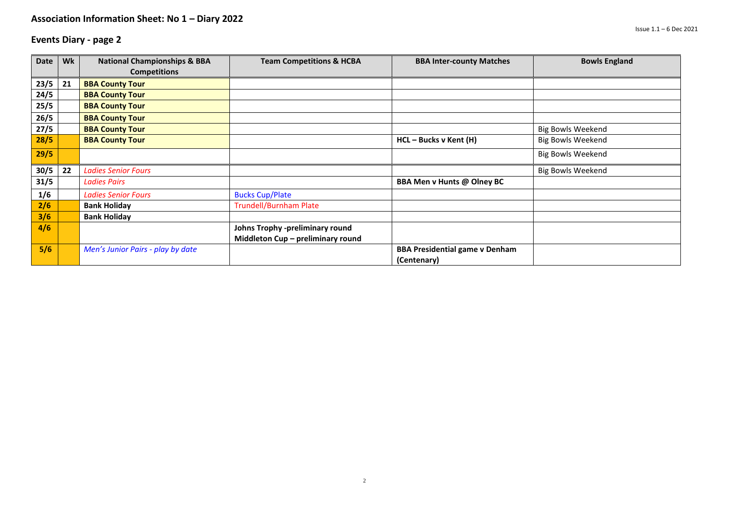# Association Information Sheet: No 1 – Diary 2022

Issue 1.1 – 6 Dec 2021

## Events Diary - page 2

| Date | Wk | National Championships & BBA Competitions | Team Competitions & HCBA | BBA Inter-county Matches | Bowls England |
|---|---|---|---|---|---|
| **23/5** | **21** | **BBA County Tour** | | | |
| **24/5** | | **BBA County Tour** | | | |
| **25/5** | | **BBA County Tour** | | | |
| **26/5** | | **BBA County Tour** | | | |
| **27/5** | | **BBA County Tour** | | | Big Bowls Weekend |
| **28/5** | | **BBA County Tour** | | **HCL – Bucks v Kent (H)** | Big Bowls Weekend |
| **29/5** | | | | | Big Bowls Weekend |
| **30/5** | **22** | *Ladies Senior Fours* | | | Big Bowls Weekend |
| **31/5** | | *Ladies Pairs* | | **BBA Men v Hunts @ Olney BC** | |
| **1/6** | | *Ladies Senior Fours* | Bucks Cup/Plate | | |
| **2/6** | | **Bank Holiday** | Trundell/Burnham Plate | | |
| **3/6** | | **Bank Holiday** | | | |
| **4/6** | | | **Johns Trophy -preliminary round**<br>**Middleton Cup – preliminary round** | | |
| **5/6** | | *Men's Junior Pairs - play by date* | | **BBA Presidential game v Denham (Centenary)** | |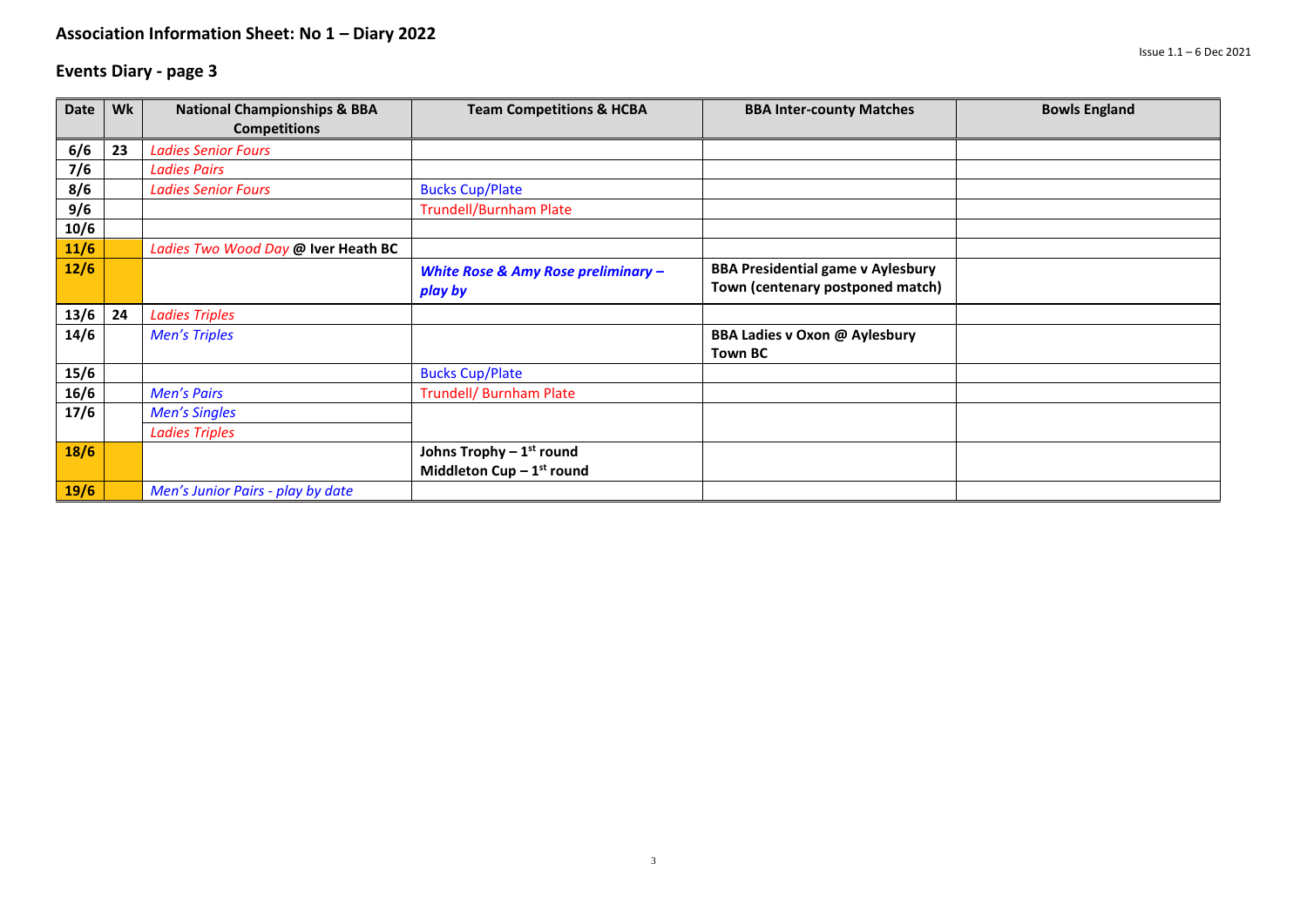## Association Information Sheet: No 1 – Diary 2022

## Events Diary - page 3

| Date | Wk | National Championships & BBA Competitions | Team Competitions & HCBA | BBA Inter-county Matches | Bowls England |
|---|---|---|---|---|---|
| **6/6** | **23** | *Ladies Senior Fours* | | | |
| **7/6** | | *Ladies Pairs* | | | |
| **8/6** | | *Ladies Senior Fours* | Bucks Cup/Plate | | |
| **9/6** | | | Trundell/Burnham Plate | | |
| **10/6** | | | | | |
| **11/6** | | *Ladies Two Wood Day* **@ Iver Heath BC** | | | |
| **12/6** | | | ***White Rose & Amy Rose preliminary – play by*** | **BBA Presidential game v Aylesbury Town (centenary postponed match)** | |
| **13/6** | **24** | *Ladies Triples* | | | |
| **14/6** | | *Men's Triples* | | **BBA Ladies v Oxon @ Aylesbury Town BC** | |
| **15/6** | | | Bucks Cup/Plate | | |
| **16/6** | | *Men's Pairs* | Trundell/ Burnham Plate | | |
| **17/6** | | *Men's Singles*<br>*Ladies Triples* | | | |
| **18/6** | | | **Johns Trophy – 1st round**<br>**Middleton Cup – 1st round** | | |
| **19/6** | | *Men's Junior Pairs - play by date* | | | |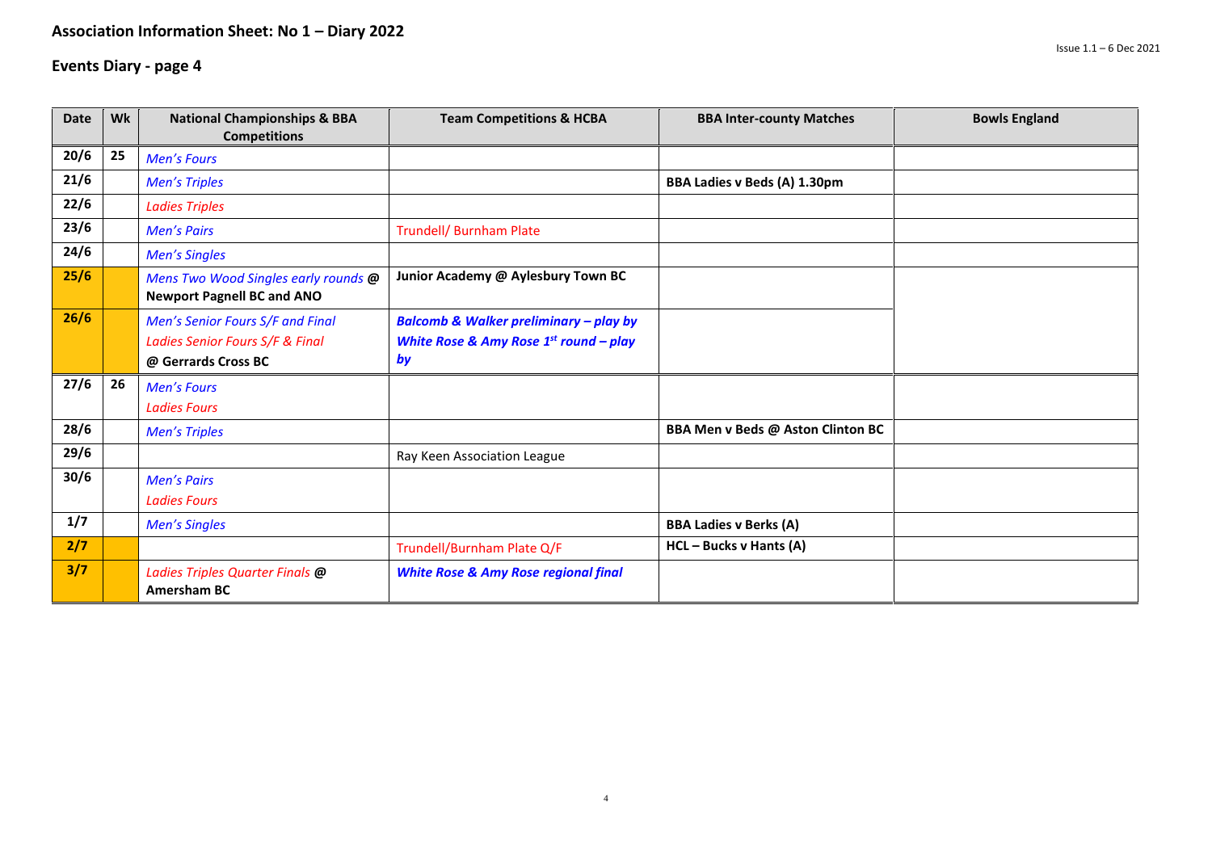## Association Information Sheet: No 1 – Diary 2022

## Events Diary - page 4

| Date | Wk | National Championships & BBA Competitions | Team Competitions & HCBA | BBA Inter-county Matches | Bowls England |
|---|---|---|---|---|---|
| **20/6** | **25** | *Men's Fours* | | | |
| **21/6** | | *Men's Triples* | | **BBA Ladies v Beds (A) 1.30pm** | |
| **22/6** | | *Ladies Triples* | | | |
| **23/6** | | *Men's Pairs* | Trundell/ Burnham Plate | | |
| **24/6** | | *Men's Singles* | | | |
| **25/6** | | *Mens Two Wood Singles early rounds* **@ Newport Pagnell BC and ANO** | **Junior Academy @ Aylesbury Town BC** | | |
| **26/6** | | *Men's Senior Fours S/F and Final*<br>*Ladies Senior Fours S/F & Final*<br>**@ Gerrards Cross BC** | ***Balcomb & Walker preliminary – play by***<br>***White Rose & Amy Rose 1st round – play by*** | | |
| **27/6** | **26** | *Men's Fours*<br>*Ladies Fours* | | | |
| **28/6** | | *Men's Triples* | | **BBA Men v Beds @ Aston Clinton BC** | |
| **29/6** | | | Ray Keen Association League | | |
| **30/6** | | *Men's Pairs*<br>*Ladies Fours* | | | |
| **1/7** | | *Men's Singles* | | **BBA Ladies v Berks (A)** | |
| **2/7** | | | Trundell/Burnham Plate Q/F | **HCL – Bucks v Hants (A)** | |
| **3/7** | | *Ladies Triples Quarter Finals* **@ Amersham BC** | ***White Rose & Amy Rose regional final*** | | |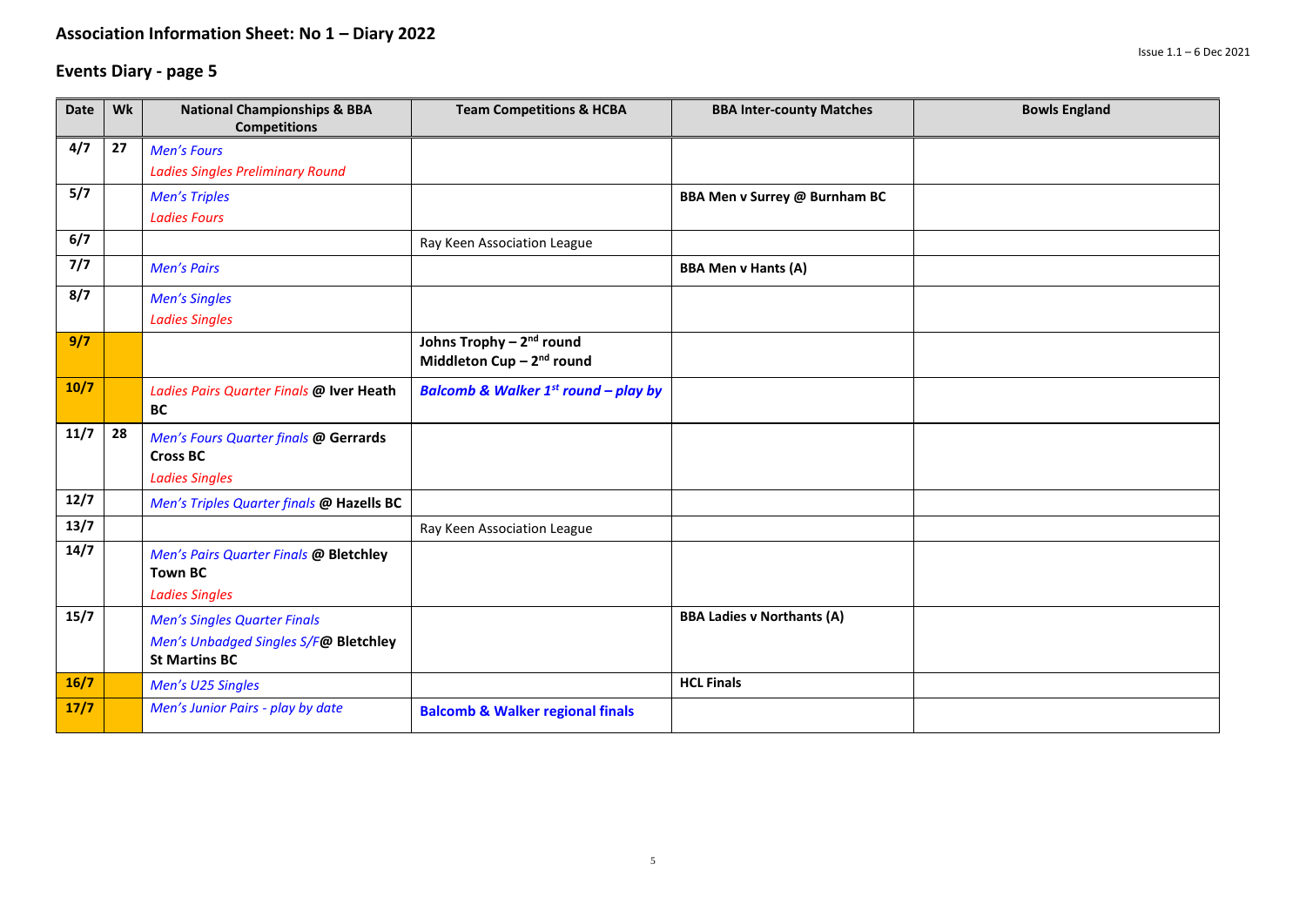## Association Information Sheet: No 1 – Diary 2022

Issue 1.1 – 6 Dec 2021

## Events Diary - page 5

| Date | Wk | National Championships & BBA Competitions | Team Competitions & HCBA | BBA Inter-county Matches | Bowls England |
|---|---|---|---|---|---|
| 4/7 | 27 | *Men's Fours*<br>*Ladies Singles Preliminary Round* | | | |
| 5/7 | | *Men's Triples*<br>*Ladies Fours* | | **BBA Men v Surrey @ Burnham BC** | |
| 6/7 | | | Ray Keen Association League | | |
| 7/7 | | *Men's Pairs* | | **BBA Men v Hants (A)** | |
| 8/7 | | *Men's Singles*<br>*Ladies Singles* | | | |
| **9/7** | | | **Johns Trophy – 2nd round**<br>**Middleton Cup – 2nd round** | | |
| **10/7** | | *Ladies Pairs Quarter Finals* **@ Iver Heath BC** | ***Balcomb & Walker 1st round – play by*** | | |
| 11/7 | 28 | *Men's Fours Quarter finals* **@ Gerrards Cross BC**<br>*Ladies Singles* | | | |
| 12/7 | | *Men's Triples Quarter finals* **@ Hazells BC** | | | |
| 13/7 | | | Ray Keen Association League | | |
| 14/7 | | *Men's Pairs Quarter Finals* **@ Bletchley Town BC**<br>*Ladies Singles* | | | |
| 15/7 | | *Men's Singles Quarter Finals*<br>*Men's Unbadged Singles S/F* **@ Bletchley St Martins BC** | | **BBA Ladies v Northants (A)** | |
| **16/7** | | *Men's U25 Singles* | | **HCL Finals** | |
| **17/7** | | *Men's Junior Pairs - play by date* | **Balcomb & Walker regional finals** | | |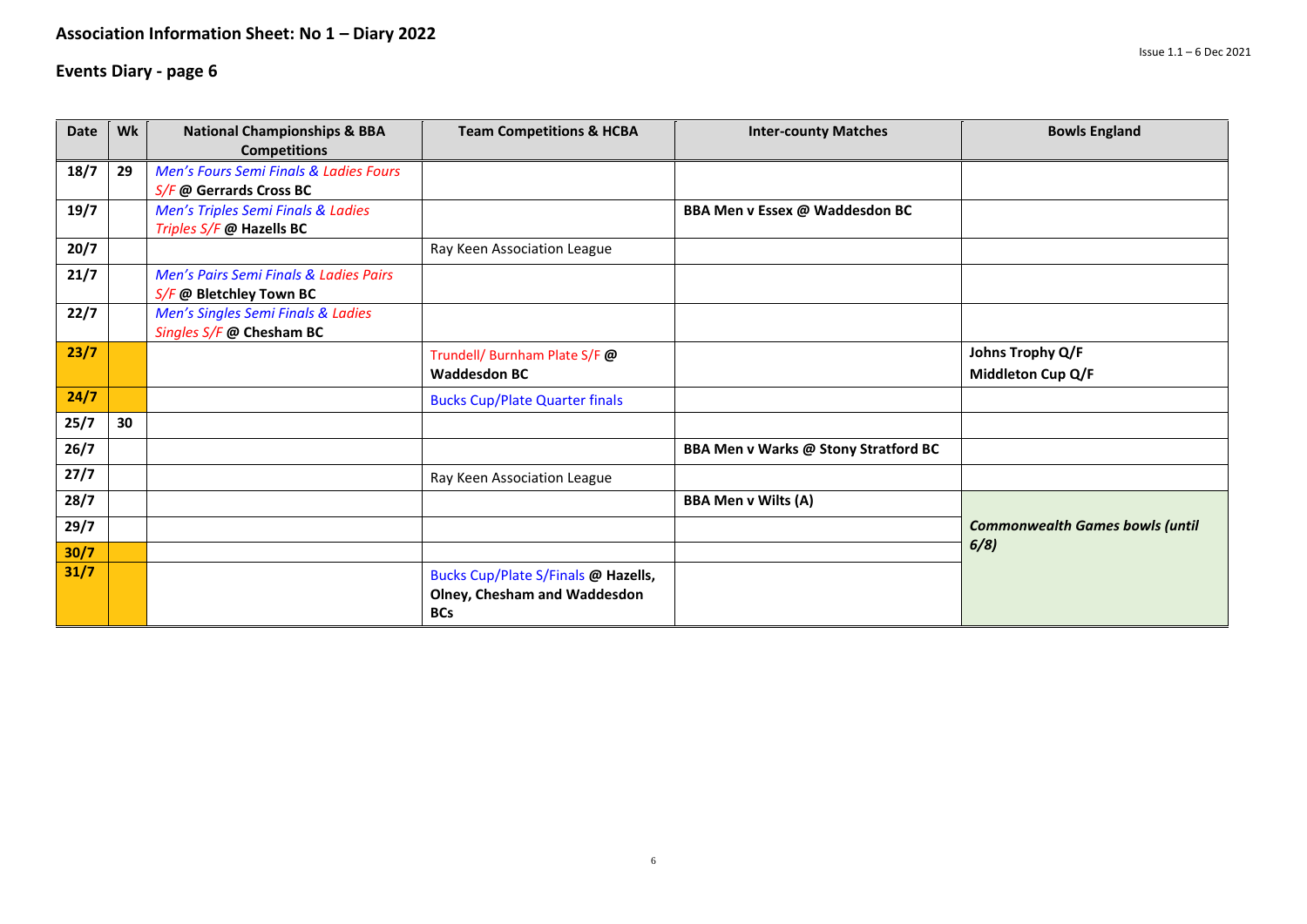## Association Information Sheet: No 1 – Diary 2022

Issue 1.1 – 6 Dec 2021

## Events Diary - page 6

| Date | Wk | National Championships & BBA Competitions | Team Competitions & HCBA | Inter-county Matches | Bowls England |
|---|---|---|---|---|---|
| **18/7** | **29** | *Men's Fours Semi Finals & Ladies Fours S/F* **@ Gerrards Cross BC** | | | |
| **19/7** | | *Men's Triples Semi Finals & Ladies Triples S/F* **@ Hazells BC** | | **BBA Men v Essex @ Waddesdon BC** | |
| **20/7** | | | Ray Keen Association League | | |
| **21/7** | | *Men's Pairs Semi Finals & Ladies Pairs S/F* **@ Bletchley Town BC** | | | |
| **22/7** | | *Men's Singles Semi Finals & Ladies Singles S/F* **@ Chesham BC** | | | |
| **23/7** | | | Trundell/ Burnham Plate S/F **@ Waddesdon BC** | | **Johns Trophy Q/F** **Middleton Cup Q/F** |
| **24/7** | | | Bucks Cup/Plate Quarter finals | | |
| **25/7** | **30** | | | | |
| **26/7** | | | | **BBA Men v Warks @ Stony Stratford BC** | |
| **27/7** | | | Ray Keen Association League | | |
| **28/7** | | | | **BBA Men v Wilts (A)** | ***Commonwealth Games bowls (until 6/8)*** |
| **29/7** | | | | | |
| **30/7** | | | | | |
| **31/7** | | | Bucks Cup/Plate S/Finals **@ Hazells, Olney, Chesham and Waddesdon BCs** | | |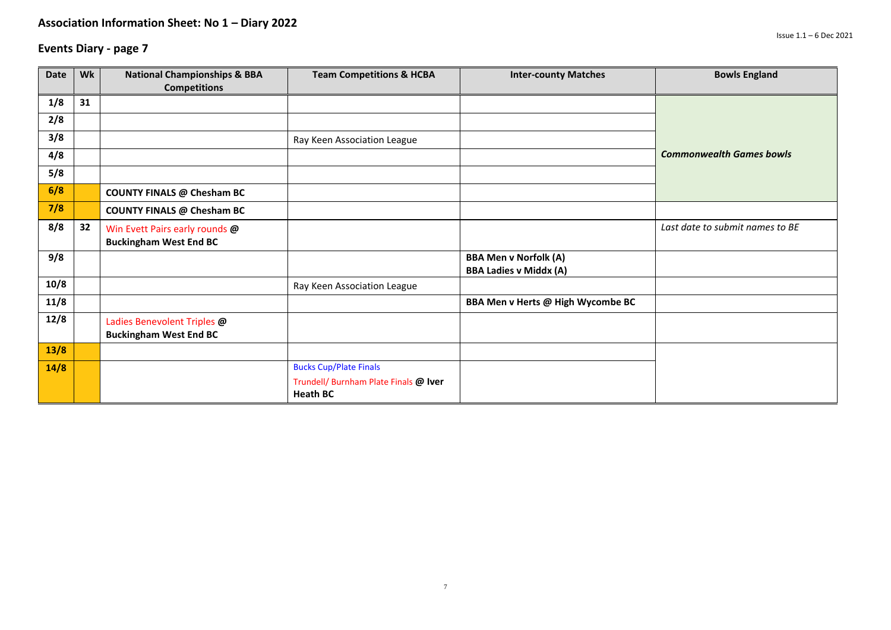## Association Information Sheet: No 1 – Diary 2022

Issue 1.1 – 6 Dec 2021

## Events Diary - page 7

| Date | Wk | National Championships & BBA Competitions | Team Competitions & HCBA | Inter-county Matches | Bowls England |
|---|---|---|---|---|---|
| **1/8** | **31** | | | | |
| **2/8** | | | | | |
| **3/8** | | | Ray Keen Association League | | |
| **4/8** | | | | | ***Commonwealth Games bowls*** |
| **5/8** | | | | | |
| **6/8** | | **COUNTY FINALS @ Chesham BC** | | | |
| **7/8** | | **COUNTY FINALS @ Chesham BC** | | | |
| **8/8** | **32** | Win Evett Pairs early rounds **@ Buckingham West End BC** | | | *Last date to submit names to BE* |
| **9/8** | | | | **BBA Men v Norfolk (A)**<br>**BBA Ladies v Middx (A)** | |
| **10/8** | | | Ray Keen Association League | | |
| **11/8** | | | | **BBA Men v Herts @ High Wycombe BC** | |
| **12/8** | | Ladies Benevolent Triples **@ Buckingham West End BC** | | | |
| **13/8** | | | | | |
| **14/8** | | | Bucks Cup/Plate Finals<br>Trundell/ Burnham Plate Finals **@ Iver Heath BC** | | |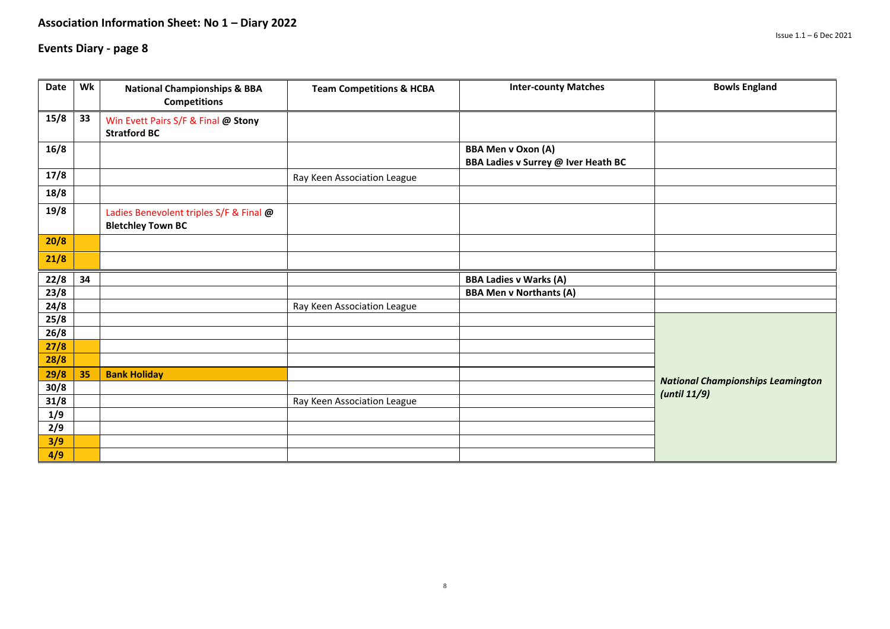## Association Information Sheet: No 1 – Diary 2022

Issue 1.1 – 6 Dec 2021

## Events Diary - page 8

| Date | Wk | National Championships & BBA Competitions | Team Competitions & HCBA | Inter-county Matches | Bowls England |
|---|---|---|---|---|---|
| 15/8 | 33 | Win Evett Pairs S/F & Final @ **Stony Stratford BC** | | | |
| 16/8 | | | | **BBA Men v Oxon (A)** **BBA Ladies v Surrey @ Iver Heath BC** | |
| 17/8 | | | Ray Keen Association League | | |
| 18/8 | | | | | |
| 19/8 | | Ladies Benevolent triples S/F & Final @ **Bletchley Town BC** | | | |
| 20/8 | | | | | |
| 21/8 | | | | | |
| 22/8 | 34 | | | **BBA Ladies v Warks (A)** | |
| 23/8 | | | | **BBA Men v Northants (A)** | |
| 24/8 | | | Ray Keen Association League | | |
| 25/8 | | | | | ***National Championships Leamington (until 11/9)*** |
| 26/8 | | | | | |
| 27/8 | | | | | |
| 28/8 | | | | | |
| 29/8 | 35 | **Bank Holiday** | | | |
| 30/8 | | | | | |
| 31/8 | | | Ray Keen Association League | | |
| 1/9 | | | | | |
| 2/9 | | | | | |
| 3/9 | | | | | |
| 4/9 | | | | | |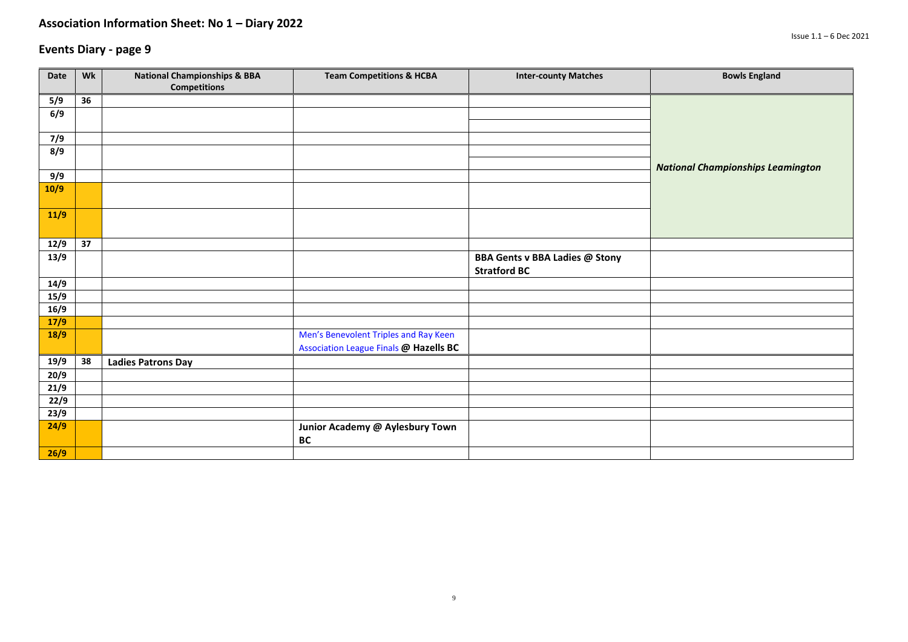## Association Information Sheet: No 1 – Diary 2022

Issue 1.1 – 6 Dec 2021

## Events Diary - page 9

| Date | Wk | National Championships & BBA Competitions | Team Competitions & HCBA | Inter-county Matches | Bowls England |
|---|---|---|---|---|---|
| 5/9 | 36 | | | | |
| 6/9 | | | | | *National Championships Leamington* |
| 7/9 | | | | | |
| 8/9 | | | | | |
| 9/9 | | | | | |
| 10/9 | | | | | |
| 11/9 | | | | | |
| 12/9 | 37 | | | | |
| 13/9 | | | | **BBA Gents v BBA Ladies @ Stony Stratford BC** | |
| 14/9 | | | | | |
| 15/9 | | | | | |
| 16/9 | | | | | |
| 17/9 | | | | | |
| 18/9 | | | Men's Benevolent Triples and Ray Keen Association League Finals **@ Hazells BC** | | |
| 19/9 | 38 | **Ladies Patrons Day** | | | |
| 20/9 | | | | | |
| 21/9 | | | | | |
| 22/9 | | | | | |
| 23/9 | | | | | |
| 24/9 | | | **Junior Academy @ Aylesbury Town BC** | | |
| 26/9 | | | | | |